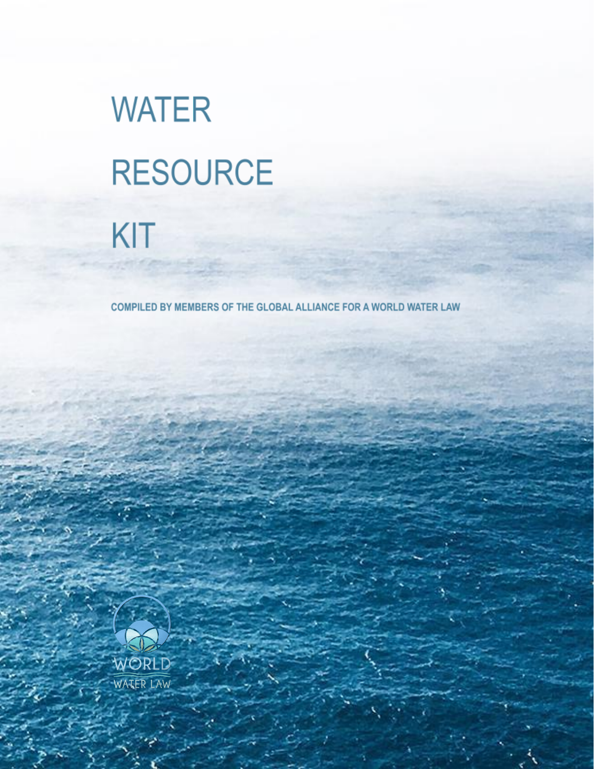# WATER RESOURCE KIT

**COMPILED BY MEMBERS OF THE GLOBAL ALLIANCE FOR A WORLD WATER LAW**

WORLD WATER LAW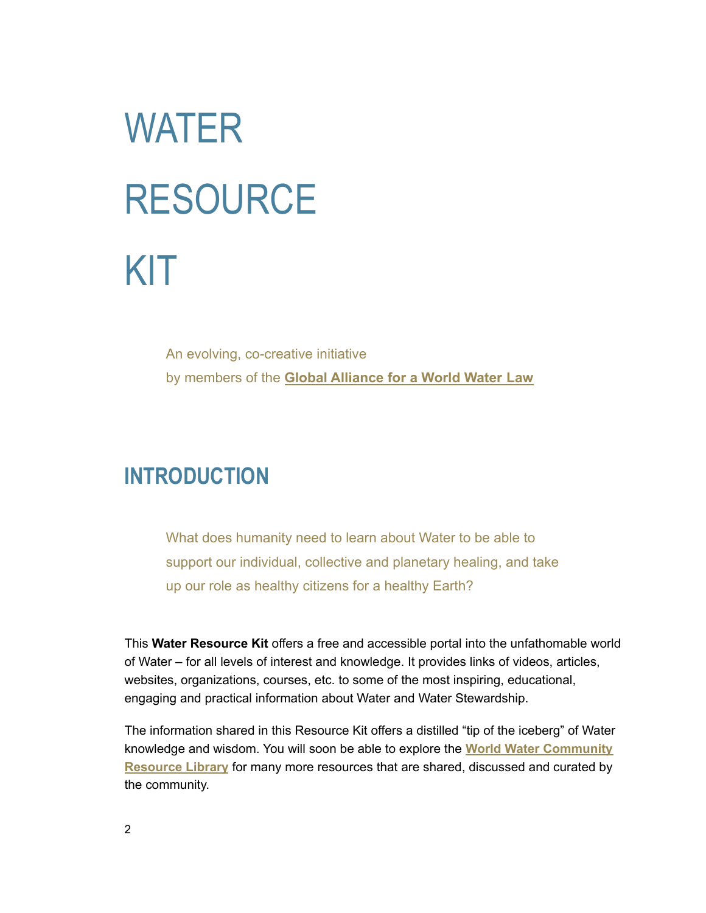# WATER RESOURCE KIT

An evolving, co-creative initiative
by members of the **Global Alliance for a World Water Law**

## INTRODUCTION

What does humanity need to learn about Water to be able to support our individual, collective and planetary healing, and take up our role as healthy citizens for a healthy Earth?

This **Water Resource Kit** offers a free and accessible portal into the unfathomable world of Water – for all levels of interest and knowledge. It provides links of videos, articles, websites, organizations, courses, etc. to some of the most inspiring, educational, engaging and practical information about Water and Water Stewardship.

The information shared in this Resource Kit offers a distilled "tip of the iceberg" of Water knowledge and wisdom. You will soon be able to explore the **World Water Community Resource Library** for many more resources that are shared, discussed and curated by the community.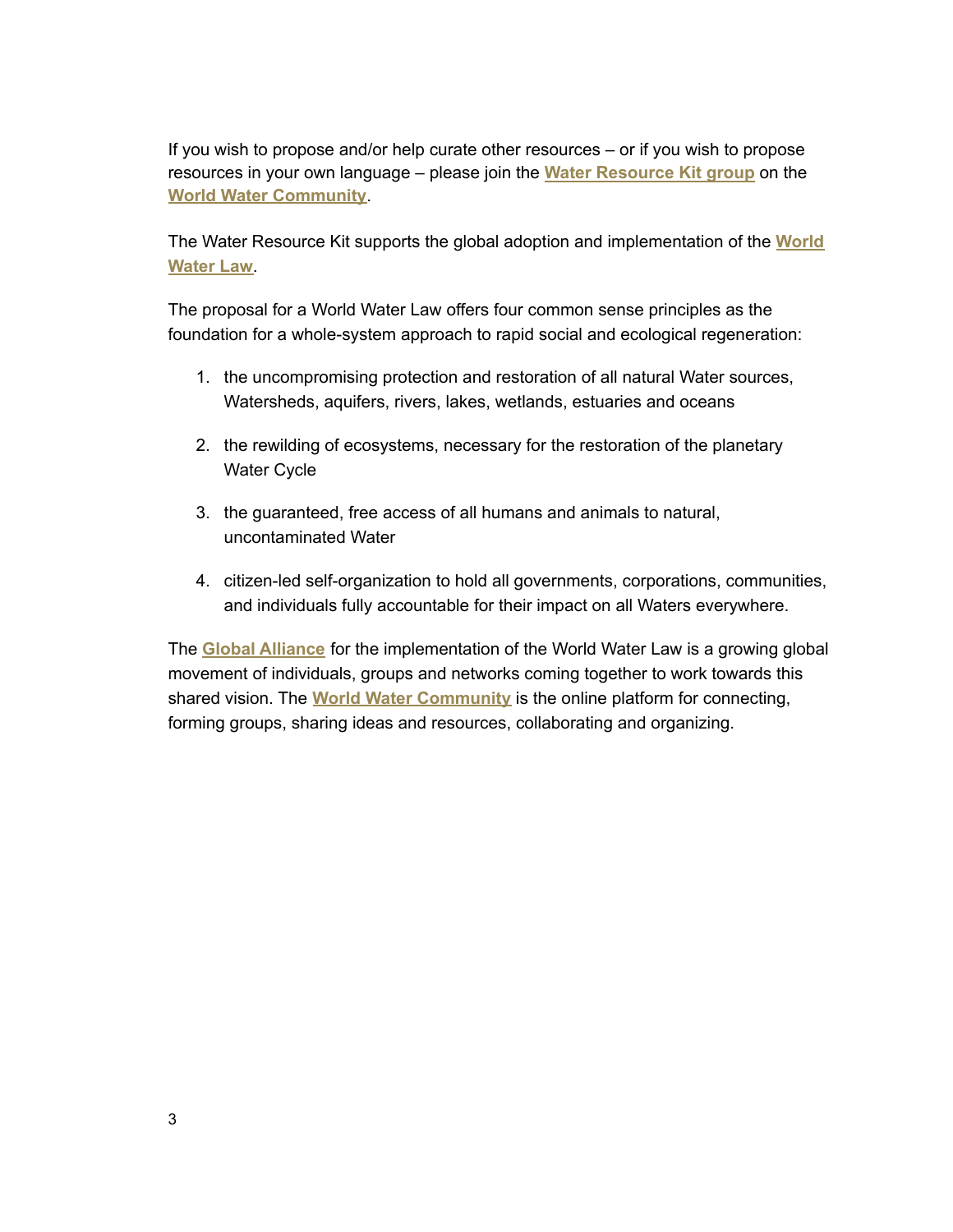If you wish to propose and/or help curate other resources – or if you wish to propose resources in your own language – please join the **Water Resource Kit group** on the **World Water Community**.

The Water Resource Kit supports the global adoption and implementation of the **World Water Law**.

The proposal for a World Water Law offers four common sense principles as the foundation for a whole-system approach to rapid social and ecological regeneration:

1. the uncompromising protection and restoration of all natural Water sources, Watersheds, aquifers, rivers, lakes, wetlands, estuaries and oceans

2. the rewilding of ecosystems, necessary for the restoration of the planetary Water Cycle

3. the guaranteed, free access of all humans and animals to natural, uncontaminated Water

4. citizen-led self-organization to hold all governments, corporations, communities, and individuals fully accountable for their impact on all Waters everywhere.

The **Global Alliance** for the implementation of the World Water Law is a growing global movement of individuals, groups and networks coming together to work towards this shared vision. The **World Water Community** is the online platform for connecting, forming groups, sharing ideas and resources, collaborating and organizing.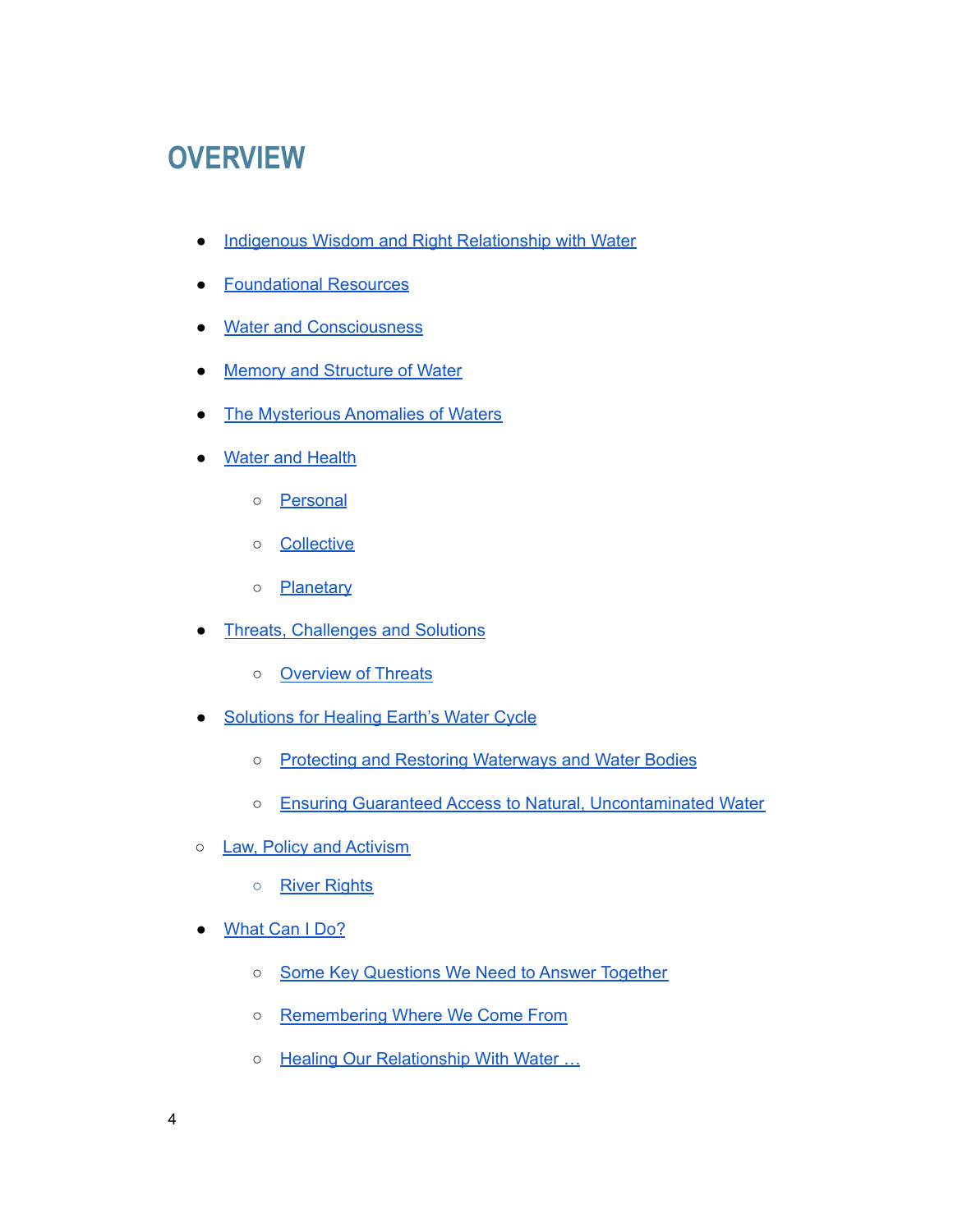# OVERVIEW

- Indigenous Wisdom and Right Relationship with Water
- Foundational Resources
- Water and Consciousness
- Memory and Structure of Water
- The Mysterious Anomalies of Waters
- Water and Health
    - Personal
    - Collective
    - Planetary
- Threats, Challenges and Solutions
    - Overview of Threats
- Solutions for Healing Earth's Water Cycle
    - Protecting and Restoring Waterways and Water Bodies
    - Ensuring Guaranteed Access to Natural, Uncontaminated Water
- Law, Policy and Activism
    - River Rights
- What Can I Do?
    - Some Key Questions We Need to Answer Together
    - Remembering Where We Come From
    - Healing Our Relationship With Water …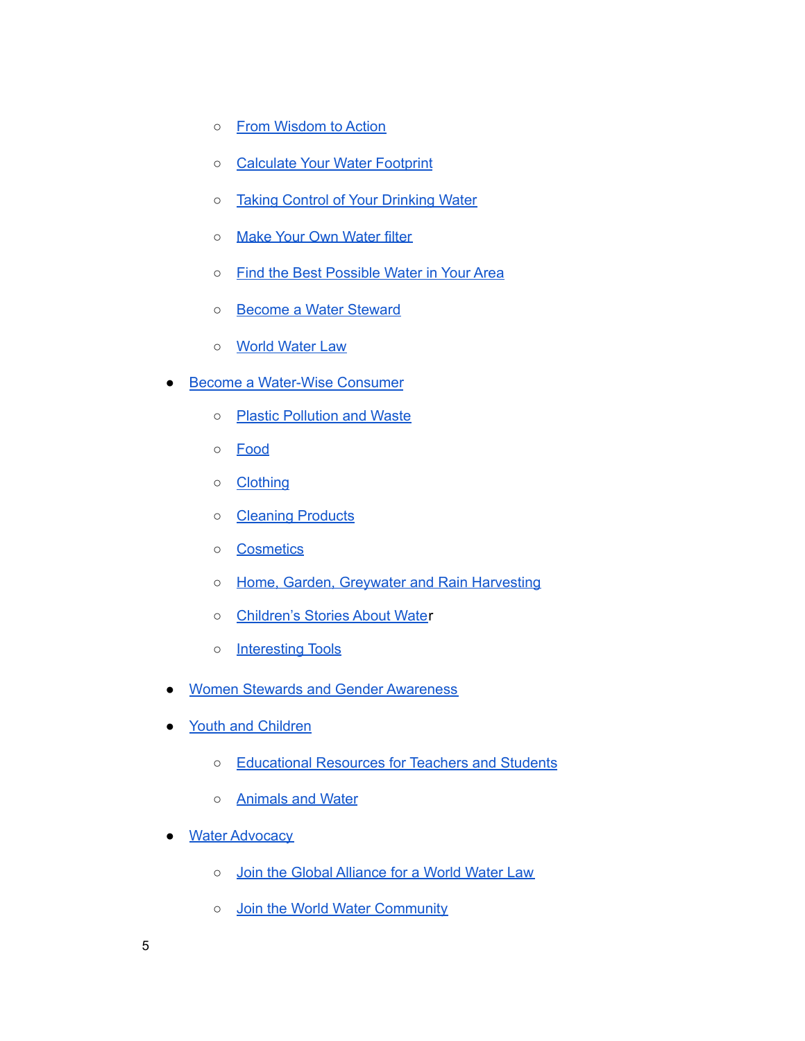- From Wisdom to Action
    - Calculate Your Water Footprint
    - Taking Control of Your Drinking Water
    - Make Your Own Water filter
    - Find the Best Possible Water in Your Area
    - Become a Water Steward
    - World Water Law
- Become a Water-Wise Consumer
    - Plastic Pollution and Waste
    - Food
    - Clothing
    - Cleaning Products
    - Cosmetics
    - Home, Garden, Greywater and Rain Harvesting
    - Children's Stories About Water
    - Interesting Tools
- Women Stewards and Gender Awareness
- Youth and Children
    - Educational Resources for Teachers and Students
    - Animals and Water
- Water Advocacy
    - Join the Global Alliance for a World Water Law
    - Join the World Water Community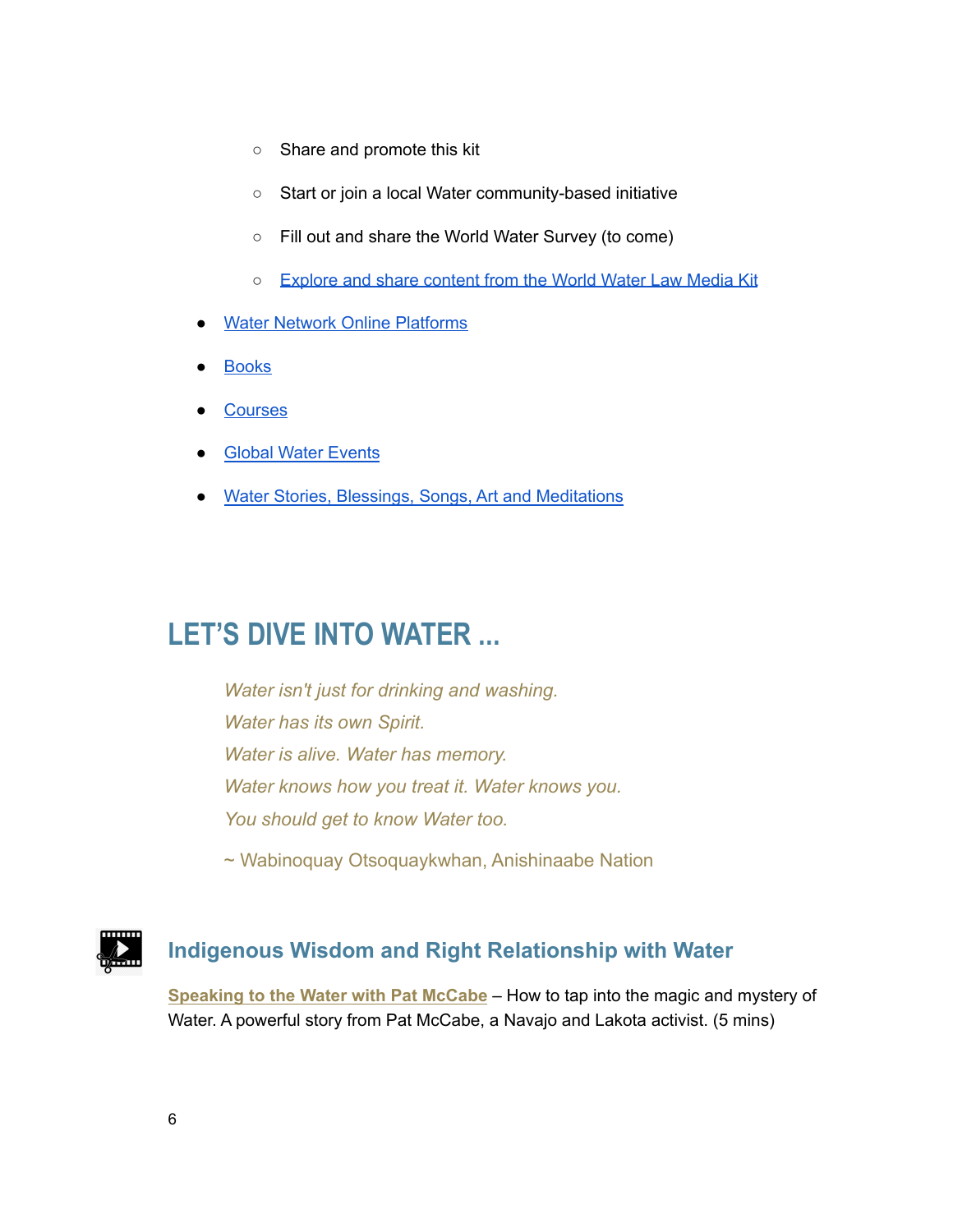- Share and promote this kit
  - Start or join a local Water community-based initiative
  - Fill out and share the World Water Survey (to come)
  - Explore and share content from the World Water Law Media Kit
- Water Network Online Platforms
- Books
- Courses
- Global Water Events
- Water Stories, Blessings, Songs, Art and Meditations

# LET'S DIVE INTO WATER ...

> *Water isn't just for drinking and washing.*
> *Water has its own Spirit.*
> *Water is alive. Water has memory.*
> *Water knows how you treat it. Water knows you.*
> *You should get to know Water too.*
>
> ~ Wabinoquay Otsoquaykwhan, Anishinaabe Nation

## Indigenous Wisdom and Right Relationship with Water

**Speaking to the Water with Pat McCabe** – How to tap into the magic and mystery of Water. A powerful story from Pat McCabe, a Navajo and Lakota activist. (5 mins)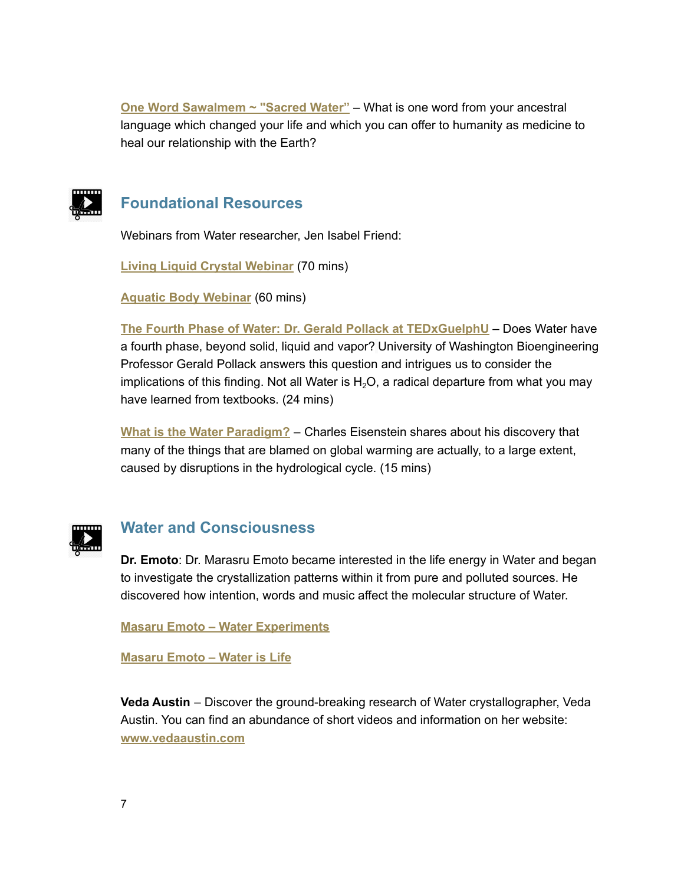One Word Sawalmem ~ "Sacred Water" – What is one word from your ancestral language which changed your life and which you can offer to humanity as medicine to heal our relationship with the Earth?

## Foundational Resources

Webinars from Water researcher, Jen Isabel Friend:

Living Liquid Crystal Webinar (70 mins)

Aquatic Body Webinar (60 mins)

The Fourth Phase of Water: Dr. Gerald Pollack at TEDxGuelphU – Does Water have a fourth phase, beyond solid, liquid and vapor? University of Washington Bioengineering Professor Gerald Pollack answers this question and intrigues us to consider the implications of this finding. Not all Water is $H_2O$, a radical departure from what you may have learned from textbooks. (24 mins)

What is the Water Paradigm? – Charles Eisenstein shares about his discovery that many of the things that are blamed on global warming are actually, to a large extent, caused by disruptions in the hydrological cycle. (15 mins)

## Water and Consciousness

**Dr. Emoto**: Dr. Marasru Emoto became interested in the life energy in Water and began to investigate the crystallization patterns within it from pure and polluted sources. He discovered how intention, words and music affect the molecular structure of Water.

Masaru Emoto – Water Experiments

Masaru Emoto – Water is Life

**Veda Austin** – Discover the ground-breaking research of Water crystallographer, Veda Austin. You can find an abundance of short videos and information on her website: www.vedaaustin.com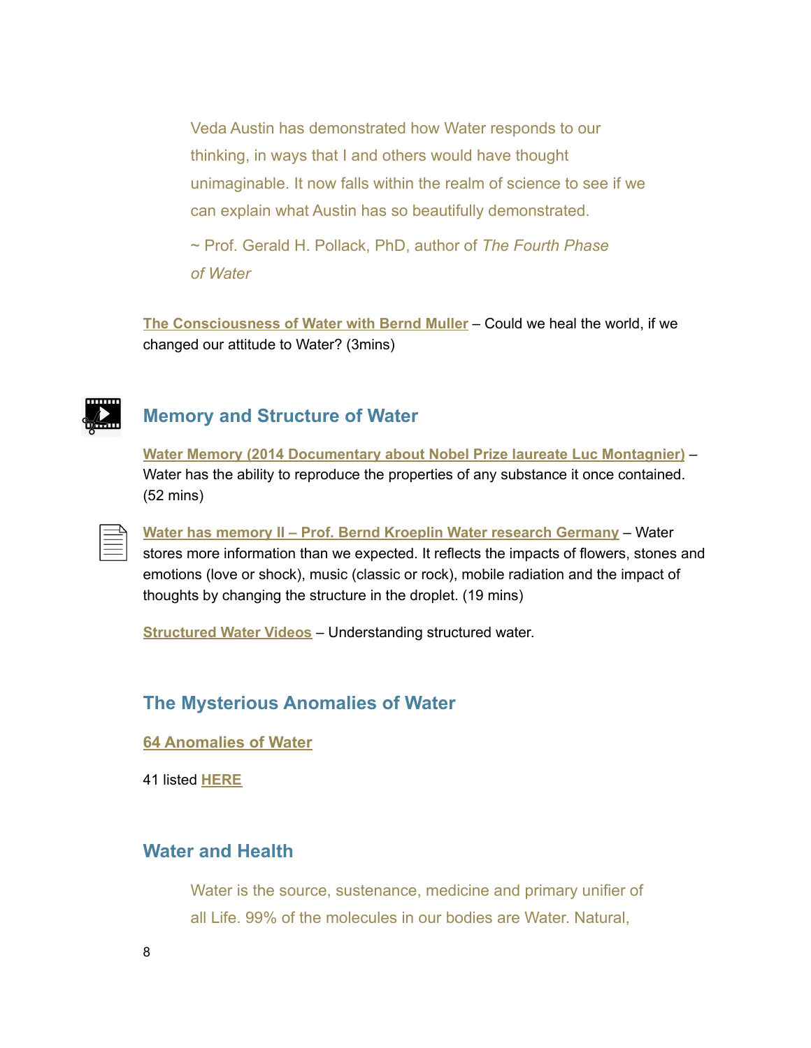> Veda Austin has demonstrated how Water responds to our thinking, in ways that I and others would have thought unimaginable. It now falls within the realm of science to see if we can explain what Austin has so beautifully demonstrated.
>
> ~ Prof. Gerald H. Pollack, PhD, author of *The Fourth Phase of Water*

**The Consciousness of Water with Bernd Muller** – Could we heal the world, if we changed our attitude to Water? (3mins)

## Memory and Structure of Water

**Water Memory (2014 Documentary about Nobel Prize laureate Luc Montagnier)** – Water has the ability to reproduce the properties of any substance it once contained. (52 mins)

**Water has memory II – Prof. Bernd Kroeplin Water research Germany** – Water stores more information than we expected. It reflects the impacts of flowers, stones and emotions (love or shock), music (classic or rock), mobile radiation and the impact of thoughts by changing the structure in the droplet. (19 mins)

**Structured Water Videos** – Understanding structured water.

## The Mysterious Anomalies of Water

**64 Anomalies of Water**

41 listed **HERE**

## Water and Health

> Water is the source, sustenance, medicine and primary unifier of all Life. 99% of the molecules in our bodies are Water. Natural,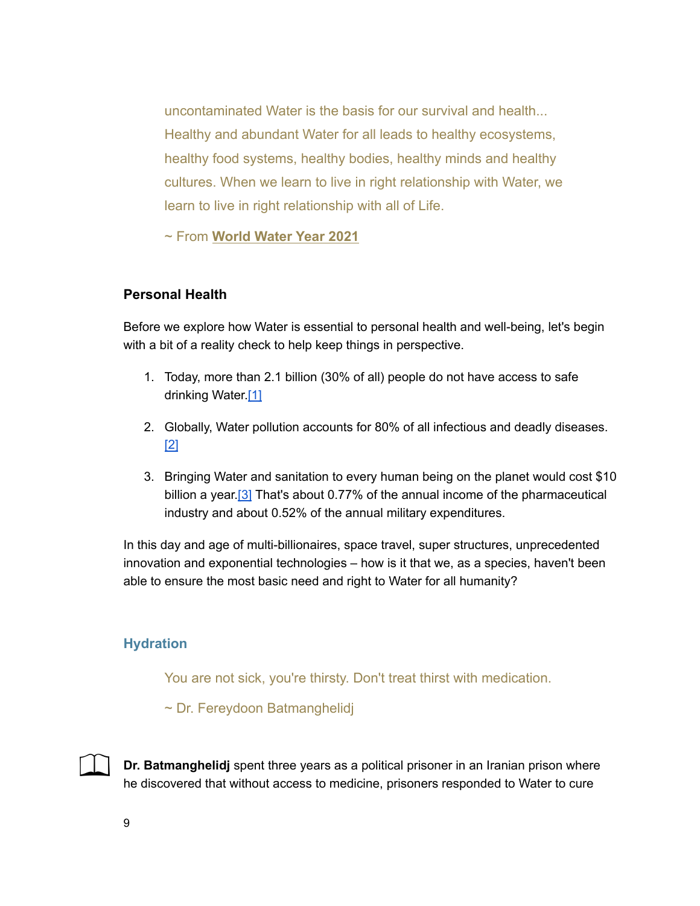> uncontaminated Water is the basis for our survival and health... Healthy and abundant Water for all leads to healthy ecosystems, healthy food systems, healthy bodies, healthy minds and healthy cultures. When we learn to live in right relationship with Water, we learn to live in right relationship with all of Life.
>
> ~ From **World Water Year 2021**

### Personal Health

Before we explore how Water is essential to personal health and well-being, let's begin with a bit of a reality check to help keep things in perspective.

1. Today, more than 2.1 billion (30% of all) people do not have access to safe drinking Water.[1]
2. Globally, Water pollution accounts for 80% of all infectious and deadly diseases. [2]
3. Bringing Water and sanitation to every human being on the planet would cost $10 billion a year.[3] That's about 0.77% of the annual income of the pharmaceutical industry and about 0.52% of the annual military expenditures.

In this day and age of multi-billionaires, space travel, super structures, unprecedented innovation and exponential technologies – how is it that we, as a species, haven't been able to ensure the most basic need and right to Water for all humanity?

### Hydration

> You are not sick, you're thirsty. Don't treat thirst with medication.
>
> ~ Dr. Fereydoon Batmanghelidj

**Dr. Batmanghelidj** spent three years as a political prisoner in an Iranian prison where he discovered that without access to medicine, prisoners responded to Water to cure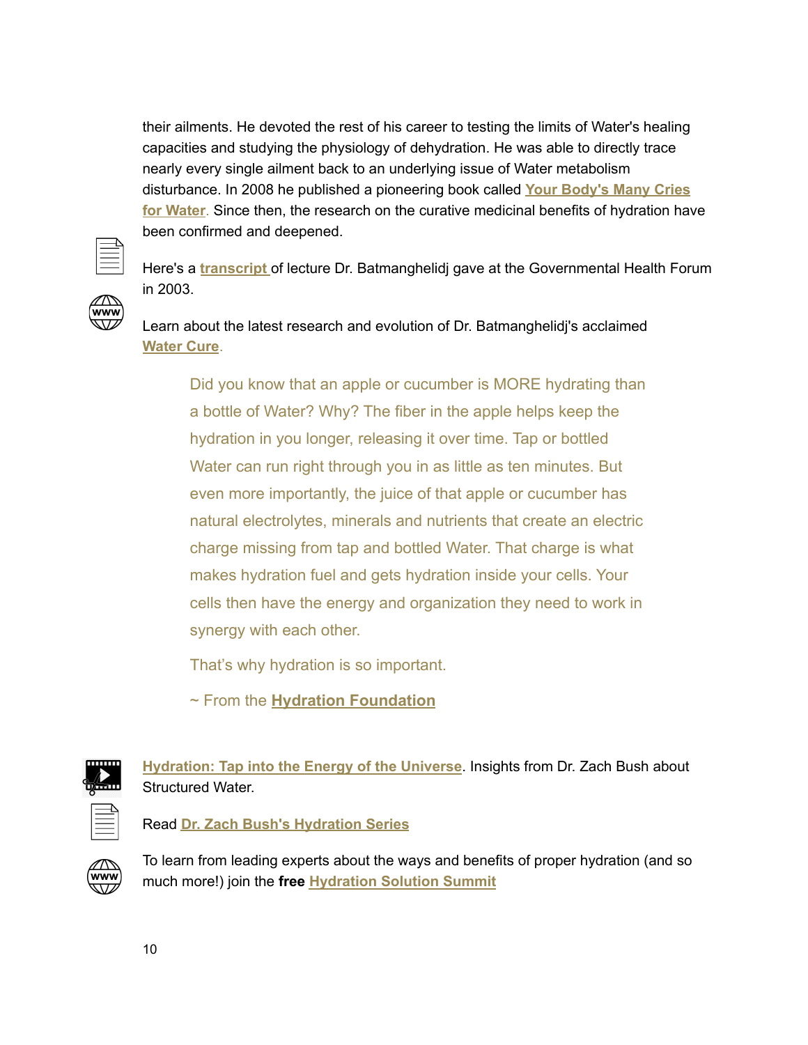their ailments. He devoted the rest of his career to testing the limits of Water's healing capacities and studying the physiology of dehydration. He was able to directly trace nearly every single ailment back to an underlying issue of Water metabolism disturbance. In 2008 he published a pioneering book called **Your Body's Many Cries for Water**. Since then, the research on the curative medicinal benefits of hydration have been confirmed and deepened.

Here's a **transcript** of lecture Dr. Batmanghelidj gave at the Governmental Health Forum in 2003.

Learn about the latest research and evolution of Dr. Batmanghelidj's acclaimed **Water Cure**.

> Did you know that an apple or cucumber is MORE hydrating than a bottle of Water? Why? The fiber in the apple helps keep the hydration in you longer, releasing it over time. Tap or bottled Water can run right through you in as little as ten minutes. But even more importantly, the juice of that apple or cucumber has natural electrolytes, minerals and nutrients that create an electric charge missing from tap and bottled Water. That charge is what makes hydration fuel and gets hydration inside your cells. Your cells then have the energy and organization they need to work in synergy with each other.
>
> That's why hydration is so important.
>
> ~ From the **Hydration Foundation**

**Hydration: Tap into the Energy of the Universe**. Insights from Dr. Zach Bush about Structured Water.

Read **Dr. Zach Bush's Hydration Series**

To learn from leading experts about the ways and benefits of proper hydration (and so much more!) join the **free** **Hydration Solution Summit**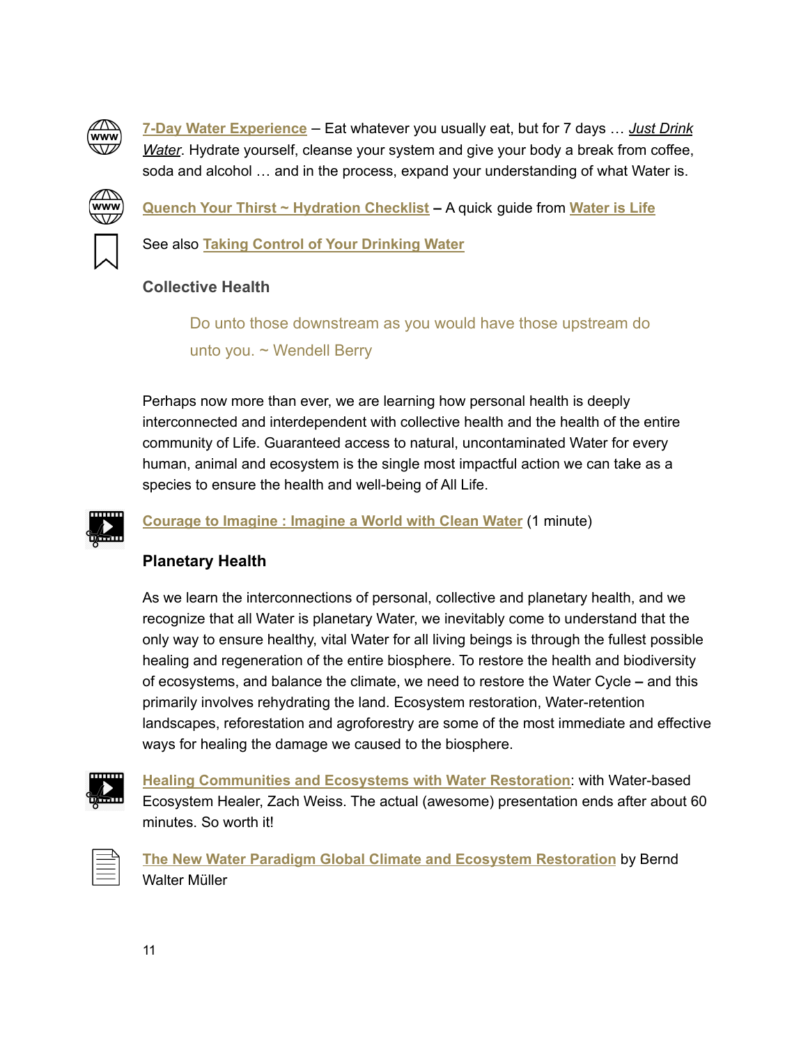**7-Day Water Experience** – Eat whatever you usually eat, but for 7 days … *Just Drink Water*. Hydrate yourself, cleanse your system and give your body a break from coffee, soda and alcohol … and in the process, expand your understanding of what Water is.

**Quench Your Thirst ~ Hydration Checklist** – A quick guide from **Water is Life**

See also **Taking Control of Your Drinking Water**

### Collective Health

> Do unto those downstream as you would have those upstream do unto you. ~ Wendell Berry

Perhaps now more than ever, we are learning how personal health is deeply interconnected and interdependent with collective health and the health of the entire community of Life. Guaranteed access to natural, uncontaminated Water for every human, animal and ecosystem is the single most impactful action we can take as a species to ensure the health and well-being of All Life.

**Courage to Imagine : Imagine a World with Clean Water** (1 minute)

### Planetary Health

As we learn the interconnections of personal, collective and planetary health, and we recognize that all Water is planetary Water, we inevitably come to understand that the only way to ensure healthy, vital Water for all living beings is through the fullest possible healing and regeneration of the entire biosphere. To restore the health and biodiversity of ecosystems, and balance the climate, we need to restore the Water Cycle – and this primarily involves rehydrating the land. Ecosystem restoration, Water-retention landscapes, reforestation and agroforestry are some of the most immediate and effective ways for healing the damage we caused to the biosphere.

**Healing Communities and Ecosystems with Water Restoration**: with Water-based Ecosystem Healer, Zach Weiss. The actual (awesome) presentation ends after about 60 minutes. So worth it!

**The New Water Paradigm Global Climate and Ecosystem Restoration** by Bernd Walter Müller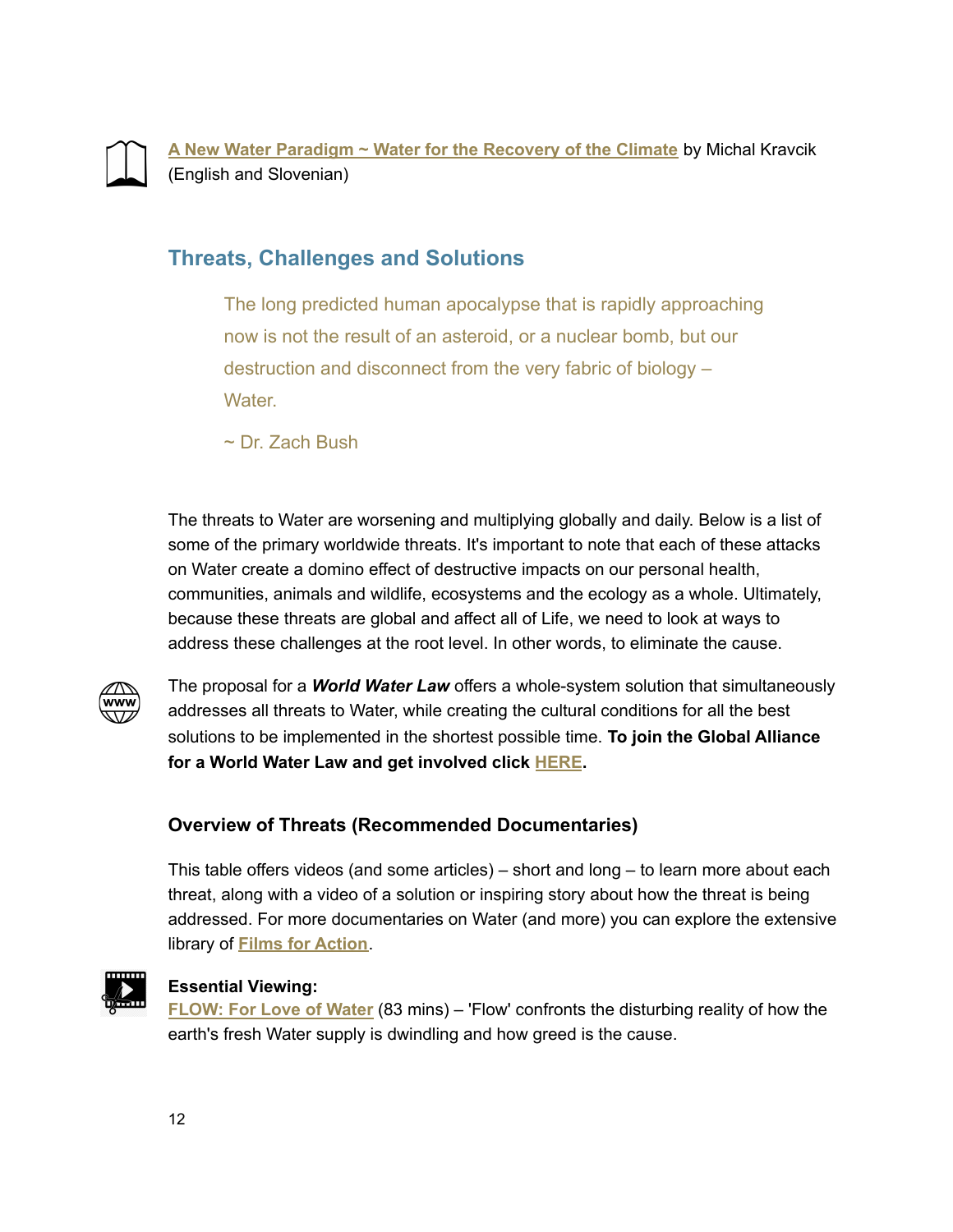A New Water Paradigm ~ Water for the Recovery of the Climate by Michal Kravcik (English and Slovenian)

## Threats, Challenges and Solutions

> The long predicted human apocalypse that is rapidly approaching now is not the result of an asteroid, or a nuclear bomb, but our destruction and disconnect from the very fabric of biology – Water.
>
> ~ Dr. Zach Bush

The threats to Water are worsening and multiplying globally and daily. Below is a list of some of the primary worldwide threats. It's important to note that each of these attacks on Water create a domino effect of destructive impacts on our personal health, communities, animals and wildlife, ecosystems and the ecology as a whole. Ultimately, because these threats are global and affect all of Life, we need to look at ways to address these challenges at the root level. In other words, to eliminate the cause.

The proposal for a ***World Water Law*** offers a whole-system solution that simultaneously addresses all threats to Water, while creating the cultural conditions for all the best solutions to be implemented in the shortest possible time. **To join the Global Alliance for a World Water Law and get involved click HERE.**

### Overview of Threats (Recommended Documentaries)

This table offers videos (and some articles) – short and long – to learn more about each threat, along with a video of a solution or inspiring story about how the threat is being addressed. For more documentaries on Water (and more) you can explore the extensive library of Films for Action.

**Essential Viewing:**
FLOW: For Love of Water (83 mins) – 'Flow' confronts the disturbing reality of how the earth's fresh Water supply is dwindling and how greed is the cause.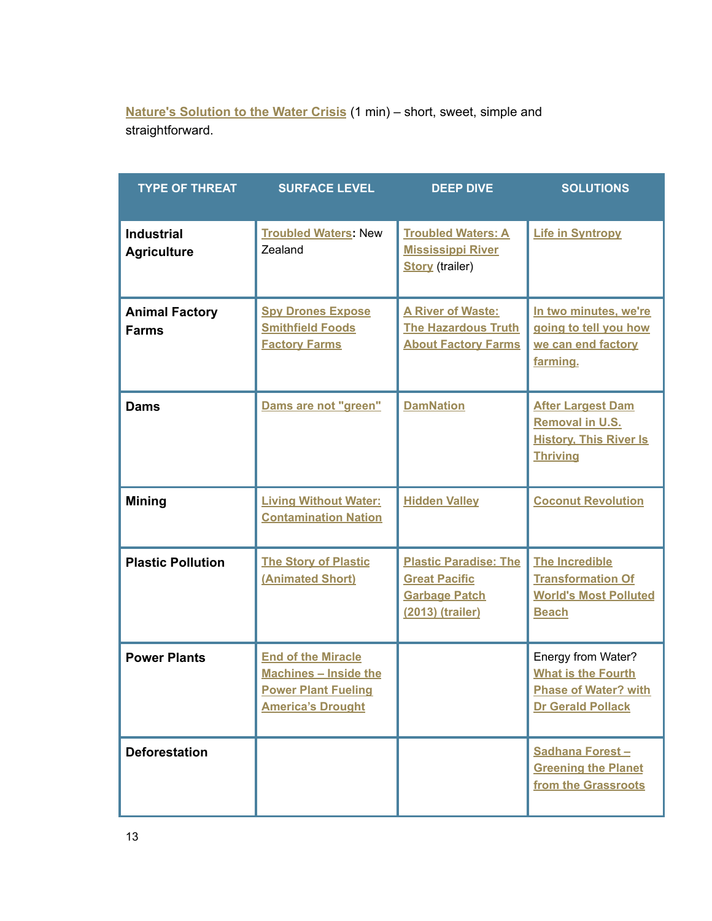**Nature's Solution to the Water Crisis** (1 min) – short, sweet, simple and straightforward.

| TYPE OF THREAT | SURFACE LEVEL | DEEP DIVE | SOLUTIONS |
| --- | --- | --- | --- |
| **Industrial Agriculture** | **Troubled Waters**: New Zealand | **Troubled Waters: A Mississippi River Story** (trailer) | **Life in Syntropy** |
| **Animal Factory Farms** | **Spy Drones Expose Smithfield Foods Factory Farms** | **A River of Waste: The Hazardous Truth About Factory Farms** | **In two minutes, we're going to tell you how we can end factory farming.** |
| **Dams** | **Dams are not "green"** | **DamNation** | **After Largest Dam Removal in U.S. History, This River Is Thriving** |
| **Mining** | **Living Without Water: Contamination Nation** | **Hidden Valley** | **Coconut Revolution** |
| **Plastic Pollution** | **The Story of Plastic (Animated Short)** | **Plastic Paradise: The Great Pacific Garbage Patch (2013) (trailer)** | **The Incredible Transformation Of World's Most Polluted Beach** |
| **Power Plants** | **End of the Miracle Machines – Inside the Power Plant Fueling America's Drought** | | Energy from Water? **What is the Fourth Phase of Water? with Dr Gerald Pollack** |
| **Deforestation** | | | **Sadhana Forest – Greening the Planet from the Grassroots** |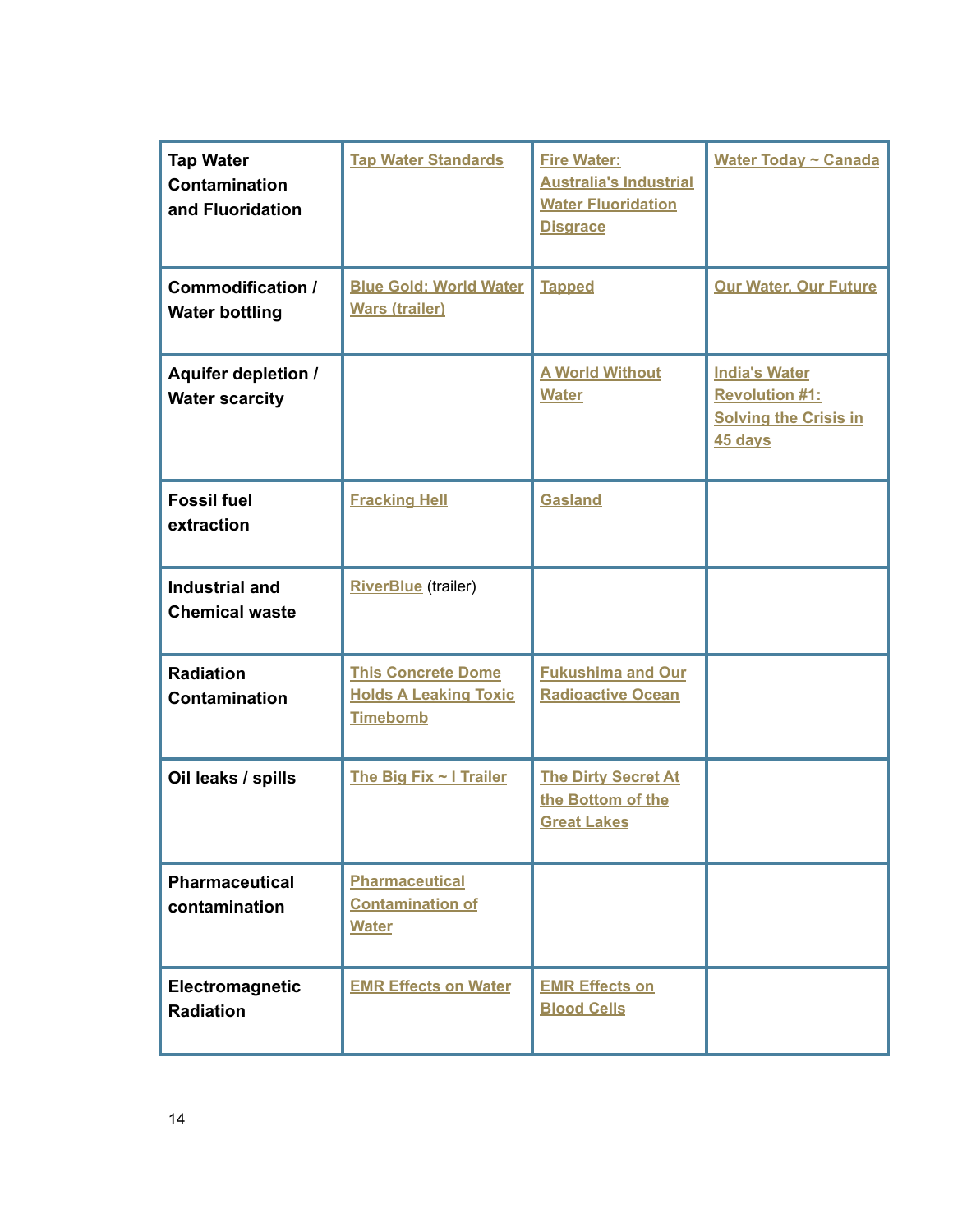| Tap Water Contamination and Fluoridation | Tap Water Standards | Fire Water: Australia's Industrial Water Fluoridation Disgrace | Water Today ~ Canada |
|---|---|---|---|
| Commodification / Water bottling | Blue Gold: World Water Wars (trailer) | Tapped | Our Water, Our Future |
| Aquifer depletion / Water scarcity | | A World Without Water | India's Water Revolution #1: Solving the Crisis in 45 days |
| Fossil fuel extraction | Fracking Hell | Gasland | |
| Industrial and Chemical waste | RiverBlue (trailer) | | |
| Radiation Contamination | This Concrete Dome Holds A Leaking Toxic Timebomb | Fukushima and Our Radioactive Ocean | |
| Oil leaks / spills | The Big Fix ~ I Trailer | The Dirty Secret At the Bottom of the Great Lakes | |
| Pharmaceutical contamination | Pharmaceutical Contamination of Water | | |
| Electromagnetic Radiation | EMR Effects on Water | EMR Effects on Blood Cells | |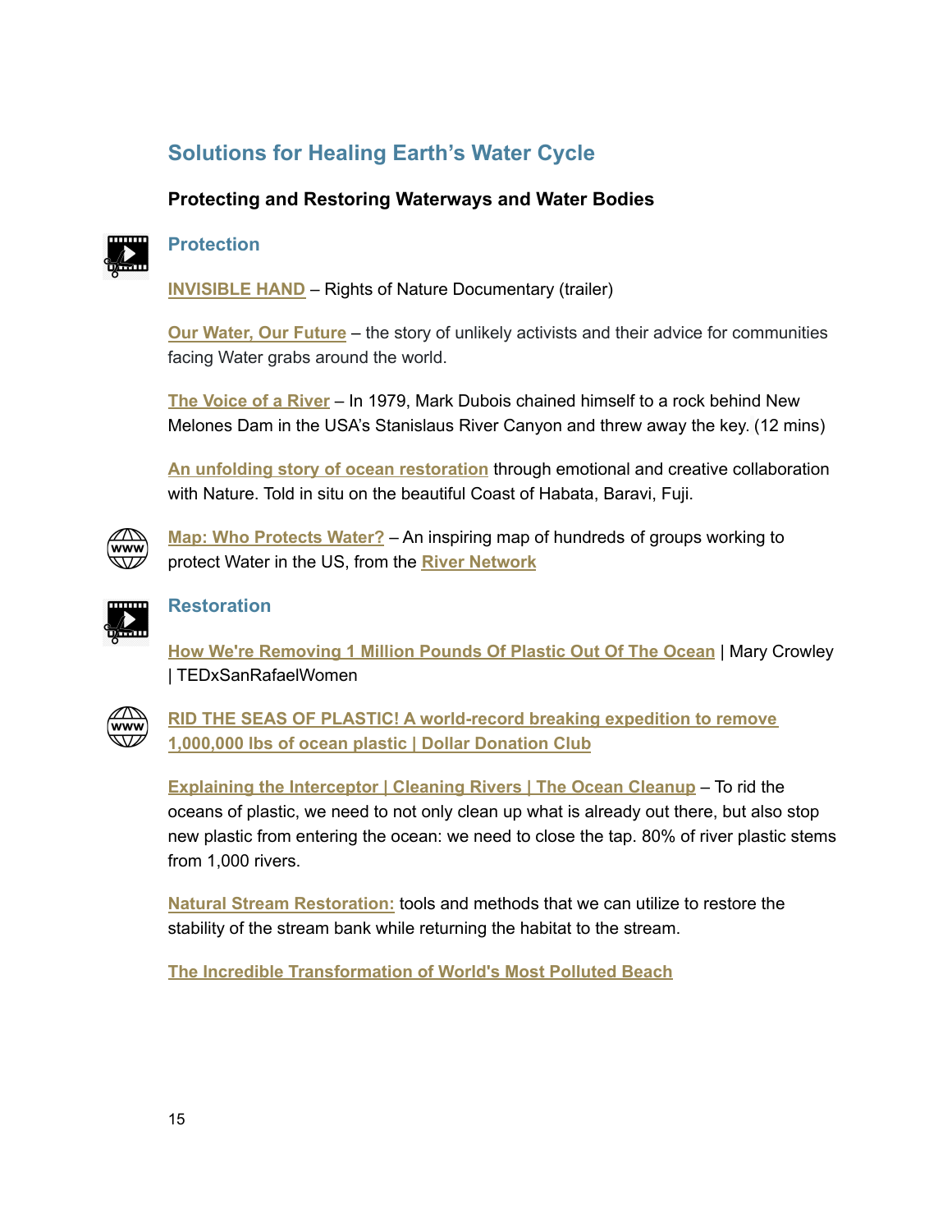## Solutions for Healing Earth's Water Cycle

**Protecting and Restoring Waterways and Water Bodies**

### Protection

**INVISIBLE HAND** – Rights of Nature Documentary (trailer)

**Our Water, Our Future** – the story of unlikely activists and their advice for communities facing Water grabs around the world.

**The Voice of a River** – In 1979, Mark Dubois chained himself to a rock behind New Melones Dam in the USA's Stanislaus River Canyon and threw away the key. (12 mins)

**An unfolding story of ocean restoration** through emotional and creative collaboration with Nature. Told in situ on the beautiful Coast of Habata, Baravi, Fuji.

**Map: Who Protects Water?** – An inspiring map of hundreds of groups working to protect Water in the US, from the **River Network**

### Restoration

**How We're Removing 1 Million Pounds Of Plastic Out Of The Ocean** | Mary Crowley | TEDxSanRafaelWomen

**RID THE SEAS OF PLASTIC! A world-record breaking expedition to remove 1,000,000 lbs of ocean plastic | Dollar Donation Club**

**Explaining the Interceptor | Cleaning Rivers | The Ocean Cleanup** – To rid the oceans of plastic, we need to not only clean up what is already out there, but also stop new plastic from entering the ocean: we need to close the tap. 80% of river plastic stems from 1,000 rivers.

**Natural Stream Restoration:** tools and methods that we can utilize to restore the stability of the stream bank while returning the habitat to the stream.

**The Incredible Transformation of World's Most Polluted Beach**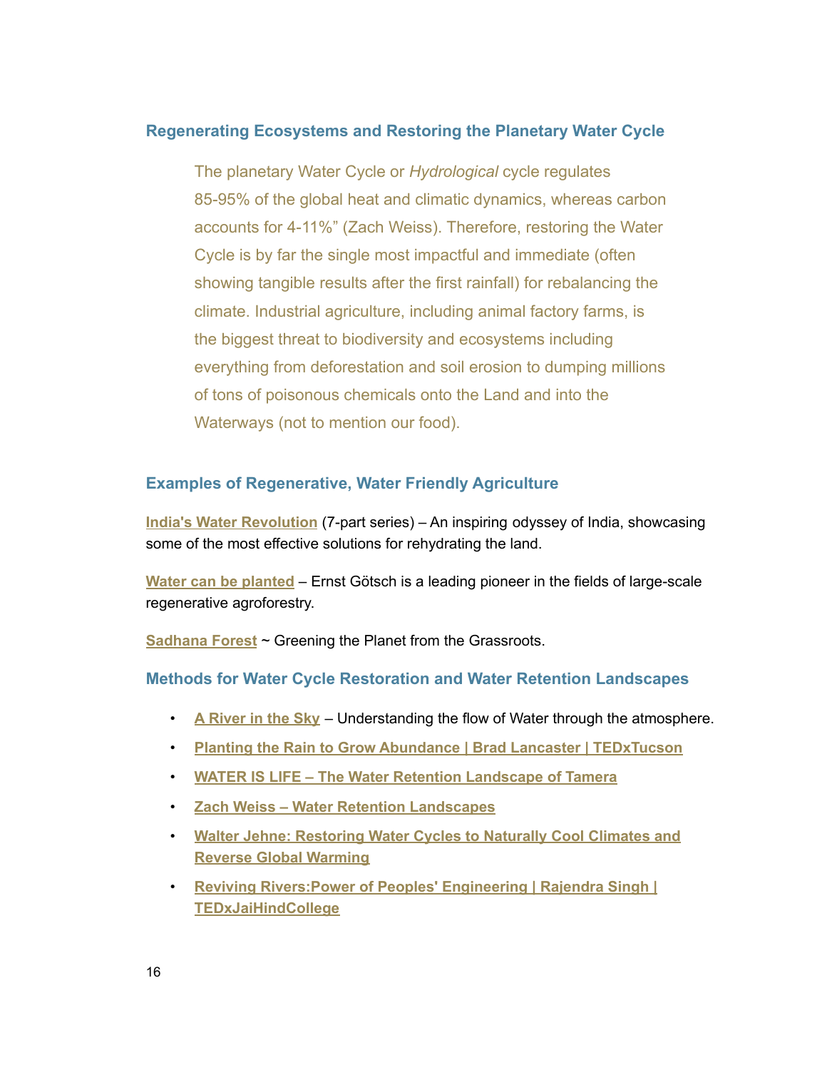## Regenerating Ecosystems and Restoring the Planetary Water Cycle

> The planetary Water Cycle or *Hydrological* cycle regulates 85-95% of the global heat and climatic dynamics, whereas carbon accounts for 4-11%" (Zach Weiss). Therefore, restoring the Water Cycle is by far the single most impactful and immediate (often showing tangible results after the first rainfall) for rebalancing the climate. Industrial agriculture, including animal factory farms, is the biggest threat to biodiversity and ecosystems including everything from deforestation and soil erosion to dumping millions of tons of poisonous chemicals onto the Land and into the Waterways (not to mention our food).

## Examples of Regenerative, Water Friendly Agriculture

**India's Water Revolution** (7-part series) – An inspiring odyssey of India, showcasing some of the most effective solutions for rehydrating the land.

**Water can be planted** – Ernst Götsch is a leading pioneer in the fields of large-scale regenerative agroforestry.

**Sadhana Forest** ~ Greening the Planet from the Grassroots.

## Methods for Water Cycle Restoration and Water Retention Landscapes

- **A River in the Sky** – Understanding the flow of Water through the atmosphere.
- **Planting the Rain to Grow Abundance | Brad Lancaster | TEDxTucson**
- **WATER IS LIFE – The Water Retention Landscape of Tamera**
- **Zach Weiss – Water Retention Landscapes**
- **Walter Jehne: Restoring Water Cycles to Naturally Cool Climates and Reverse Global Warming**
- **Reviving Rivers:Power of Peoples' Engineering | Rajendra Singh | TEDxJaiHindCollege**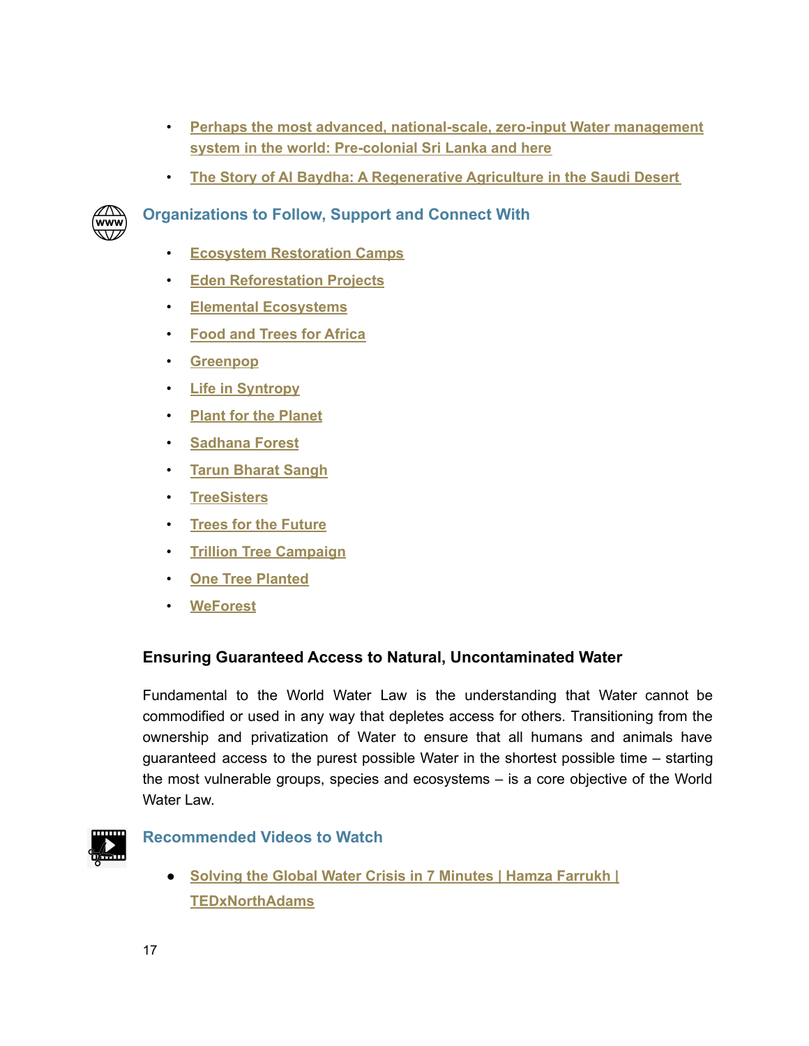- Perhaps the most advanced, national-scale, zero-input Water management system in the world: Pre-colonial Sri Lanka and here
- The Story of Al Baydha: A Regenerative Agriculture in the Saudi Desert

### Organizations to Follow, Support and Connect With

- Ecosystem Restoration Camps
- Eden Reforestation Projects
- Elemental Ecosystems
- Food and Trees for Africa
- Greenpop
- Life in Syntropy
- Plant for the Planet
- Sadhana Forest
- Tarun Bharat Sangh
- TreeSisters
- Trees for the Future
- Trillion Tree Campaign
- One Tree Planted
- WeForest

## Ensuring Guaranteed Access to Natural, Uncontaminated Water

Fundamental to the World Water Law is the understanding that Water cannot be commodified or used in any way that depletes access for others. Transitioning from the ownership and privatization of Water to ensure that all humans and animals have guaranteed access to the purest possible Water in the shortest possible time – starting the most vulnerable groups, species and ecosystems – is a core objective of the World Water Law.

### Recommended Videos to Watch

- Solving the Global Water Crisis in 7 Minutes | Hamza Farrukh | TEDxNorthAdams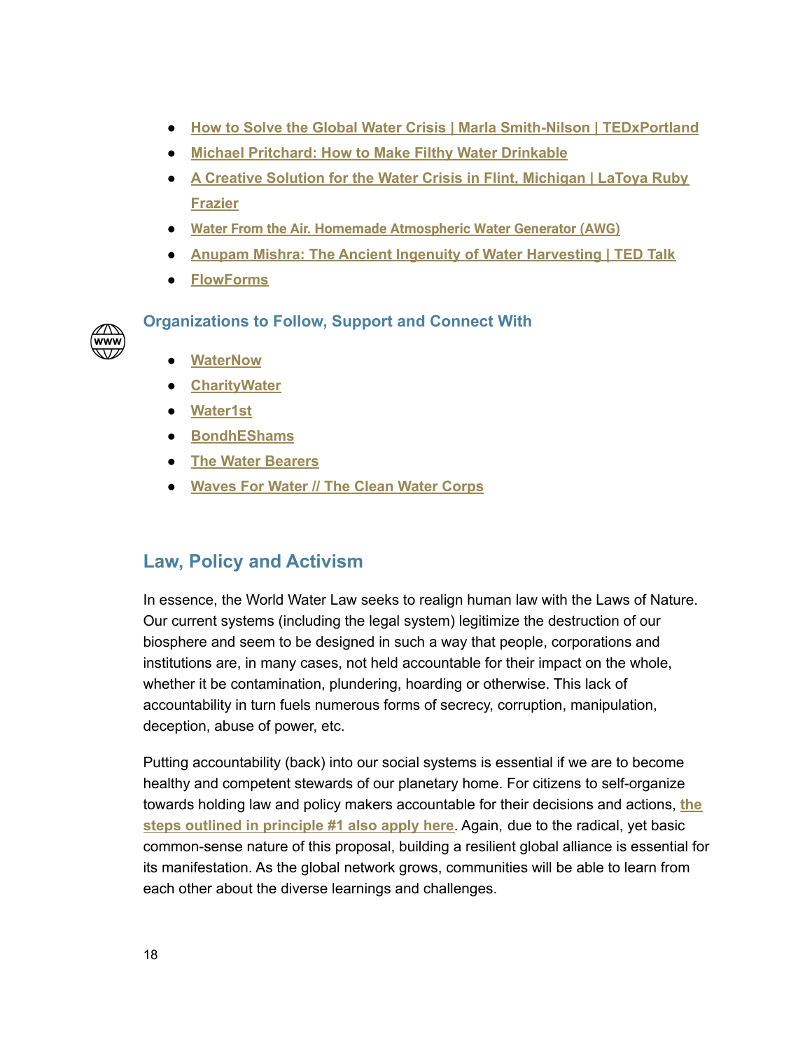- How to Solve the Global Water Crisis | Marla Smith-Nilson | TEDxPortland
- Michael Pritchard: How to Make Filthy Water Drinkable
- A Creative Solution for the Water Crisis in Flint, Michigan | LaToya Ruby Frazier
- Water From the Air. Homemade Atmospheric Water Generator (AWG)
- Anupam Mishra: The Ancient Ingenuity of Water Harvesting | TED Talk
- FlowForms

### Organizations to Follow, Support and Connect With

- WaterNow
- CharityWater
- Water1st
- BondhEShams
- The Water Bearers
- Waves For Water // The Clean Water Corps

## Law, Policy and Activism

In essence, the World Water Law seeks to realign human law with the Laws of Nature. Our current systems (including the legal system) legitimize the destruction of our biosphere and seem to be designed in such a way that people, corporations and institutions are, in many cases, not held accountable for their impact on the whole, whether it be contamination, plundering, hoarding or otherwise. This lack of accountability in turn fuels numerous forms of secrecy, corruption, manipulation, deception, abuse of power, etc.

Putting accountability (back) into our social systems is essential if we are to become healthy and competent stewards of our planetary home. For citizens to self-organize towards holding law and policy makers accountable for their decisions and actions, the steps outlined in principle #1 also apply here. Again, due to the radical, yet basic common-sense nature of this proposal, building a resilient global alliance is essential for its manifestation. As the global network grows, communities will be able to learn from each other about the diverse learnings and challenges.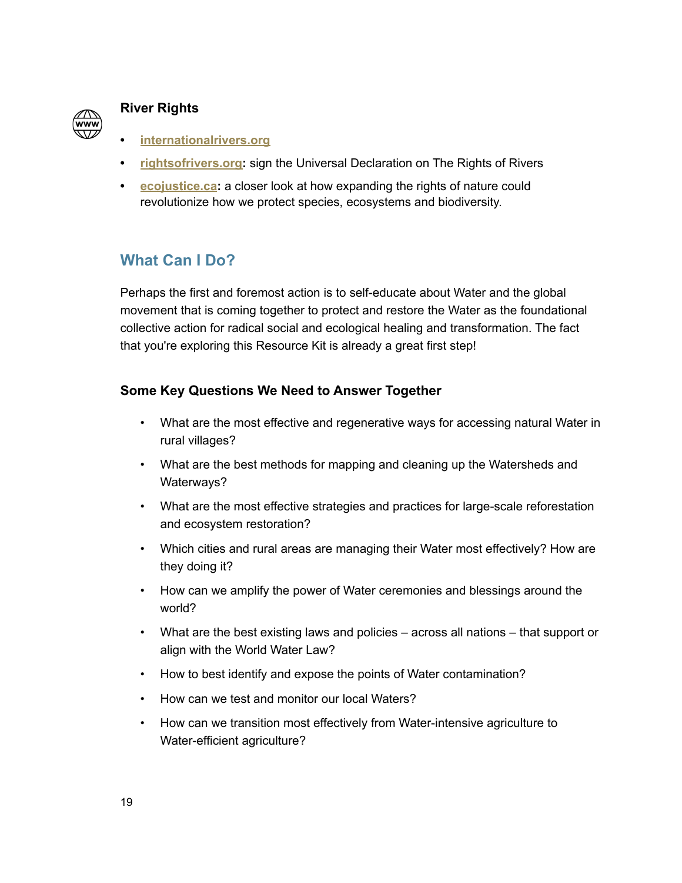### River Rights

- **internationalrivers.org**
- **rightsofrivers.org**: sign the Universal Declaration on The Rights of Rivers
- **ecojustice.ca**: a closer look at how expanding the rights of nature could revolutionize how we protect species, ecosystems and biodiversity.

## What Can I Do?

Perhaps the first and foremost action is to self-educate about Water and the global movement that is coming together to protect and restore the Water as the foundational collective action for radical social and ecological healing and transformation. The fact that you're exploring this Resource Kit is already a great first step!

### Some Key Questions We Need to Answer Together

- What are the most effective and regenerative ways for accessing natural Water in rural villages?
- What are the best methods for mapping and cleaning up the Watersheds and Waterways?
- What are the most effective strategies and practices for large-scale reforestation and ecosystem restoration?
- Which cities and rural areas are managing their Water most effectively? How are they doing it?
- How can we amplify the power of Water ceremonies and blessings around the world?
- What are the best existing laws and policies – across all nations – that support or align with the World Water Law?
- How to best identify and expose the points of Water contamination?
- How can we test and monitor our local Waters?
- How can we transition most effectively from Water-intensive agriculture to Water-efficient agriculture?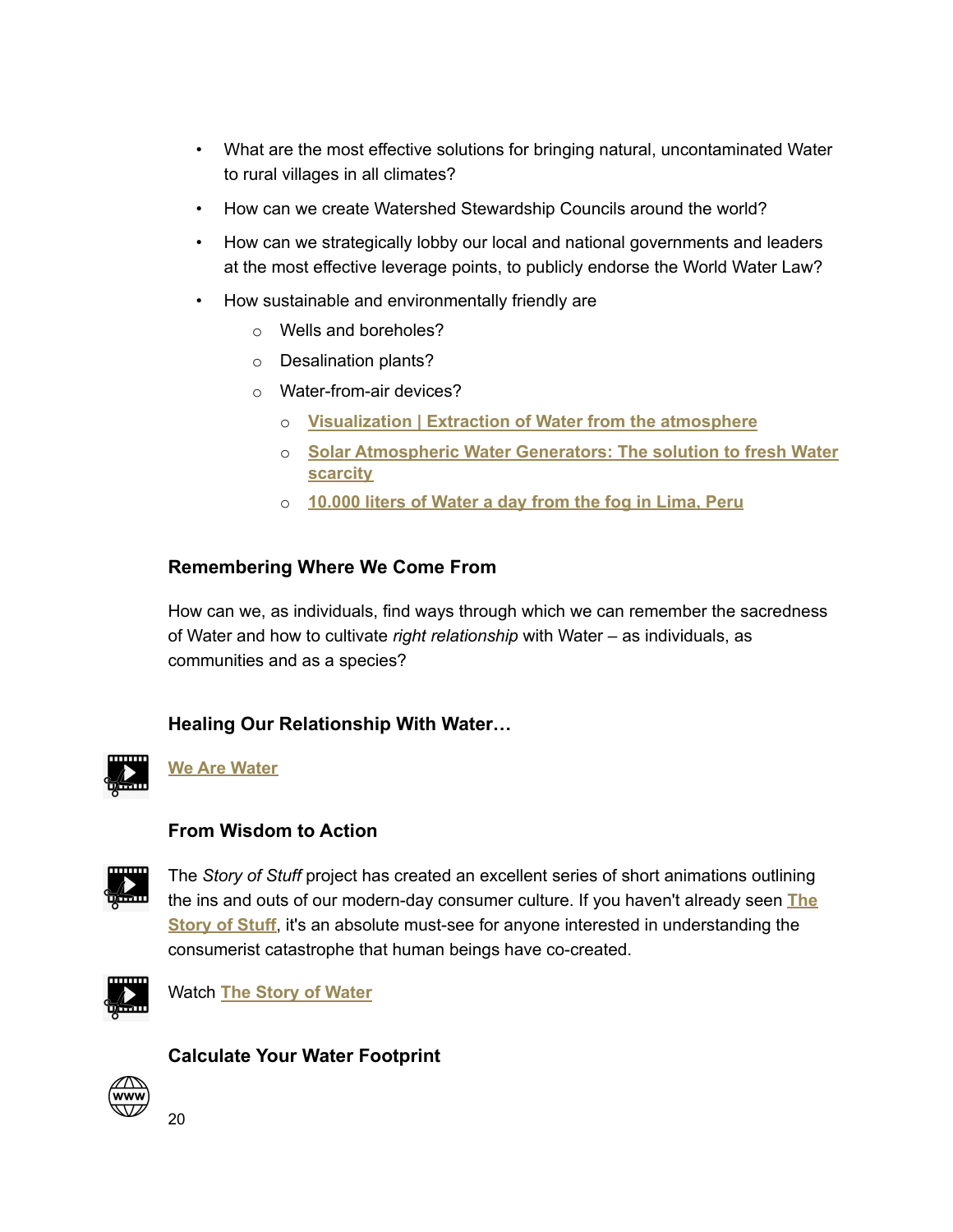- What are the most effective solutions for bringing natural, uncontaminated Water to rural villages in all climates?
- How can we create Watershed Stewardship Councils around the world?
- How can we strategically lobby our local and national governments and leaders at the most effective leverage points, to publicly endorse the World Water Law?
- How sustainable and environmentally friendly are
    - Wells and boreholes?
    - Desalination plants?
    - Water-from-air devices?
        - **Visualization | Extraction of Water from the atmosphere**
        - **Solar Atmospheric Water Generators: The solution to fresh Water scarcity**
        - **10.000 liters of Water a day from the fog in Lima, Peru**

### Remembering Where We Come From

How can we, as individuals, find ways through which we can remember the sacredness of Water and how to cultivate *right relationship* with Water – as individuals, as communities and as a species?

### Healing Our Relationship With Water…

**We Are Water**

### From Wisdom to Action

The *Story of Stuff* project has created an excellent series of short animations outlining the ins and outs of our modern-day consumer culture. If you haven't already seen **The Story of Stuff**, it's an absolute must-see for anyone interested in understanding the consumerist catastrophe that human beings have co-created.

Watch **The Story of Water**

### Calculate Your Water Footprint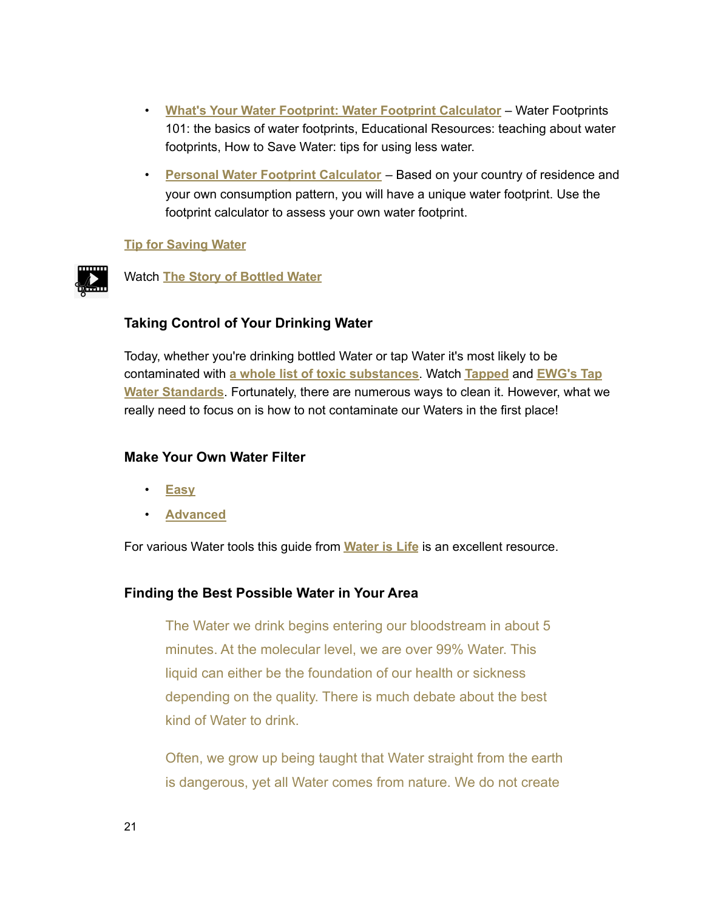- **What's Your Water Footprint: Water Footprint Calculator** – Water Footprints 101: the basics of water footprints, Educational Resources: teaching about water footprints, How to Save Water: tips for using less water.

- **Personal Water Footprint Calculator** – Based on your country of residence and your own consumption pattern, you will have a unique water footprint. Use the footprint calculator to assess your own water footprint.

**Tip for Saving Water**

Watch **The Story of Bottled Water**

### Taking Control of Your Drinking Water

Today, whether you're drinking bottled Water or tap Water it's most likely to be contaminated with **a whole list of toxic substances**. Watch **Tapped** and **EWG's Tap Water Standards**. Fortunately, there are numerous ways to clean it. However, what we really need to focus on is how to not contaminate our Waters in the first place!

### Make Your Own Water Filter

- **Easy**
- **Advanced**

For various Water tools this guide from **Water is Life** is an excellent resource.

### Finding the Best Possible Water in Your Area

> The Water we drink begins entering our bloodstream in about 5 minutes. At the molecular level, we are over 99% Water. This liquid can either be the foundation of our health or sickness depending on the quality. There is much debate about the best kind of Water to drink.
>
> Often, we grow up being taught that Water straight from the earth is dangerous, yet all Water comes from nature. We do not create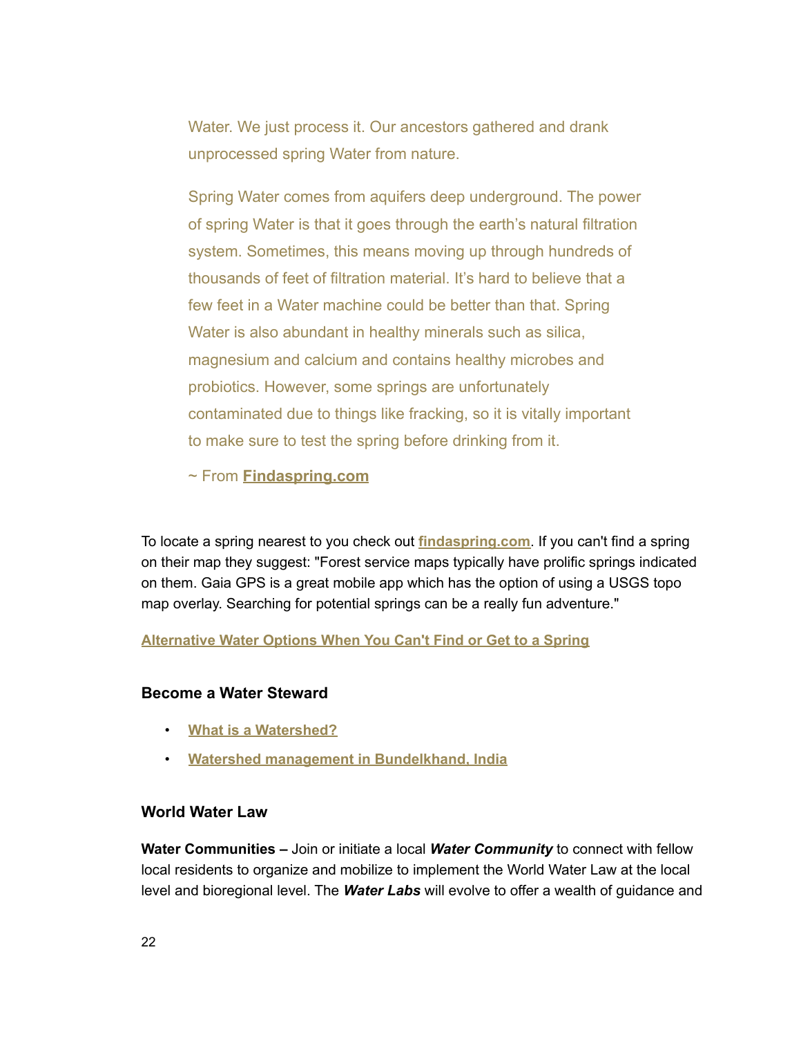> Water. We just process it. Our ancestors gathered and drank unprocessed spring Water from nature.
>
> Spring Water comes from aquifers deep underground. The power of spring Water is that it goes through the earth's natural filtration system. Sometimes, this means moving up through hundreds of thousands of feet of filtration material. It's hard to believe that a few feet in a Water machine could be better than that. Spring Water is also abundant in healthy minerals such as silica, magnesium and calcium and contains healthy microbes and probiotics. However, some springs are unfortunately contaminated due to things like fracking, so it is vitally important to make sure to test the spring before drinking from it.
>
> ~ From **Findaspring.com**

To locate a spring nearest to you check out **findaspring.com**. If you can't find a spring on their map they suggest: "Forest service maps typically have prolific springs indicated on them. Gaia GPS is a great mobile app which has the option of using a USGS topo map overlay. Searching for potential springs can be a really fun adventure."

**Alternative Water Options When You Can't Find or Get to a Spring**

### Become a Water Steward

- **What is a Watershed?**
- **Watershed management in Bundelkhand, India**

### World Water Law

**Water Communities –** Join or initiate a local ***Water Community*** to connect with fellow local residents to organize and mobilize to implement the World Water Law at the local level and bioregional level. The ***Water Labs*** will evolve to offer a wealth of guidance and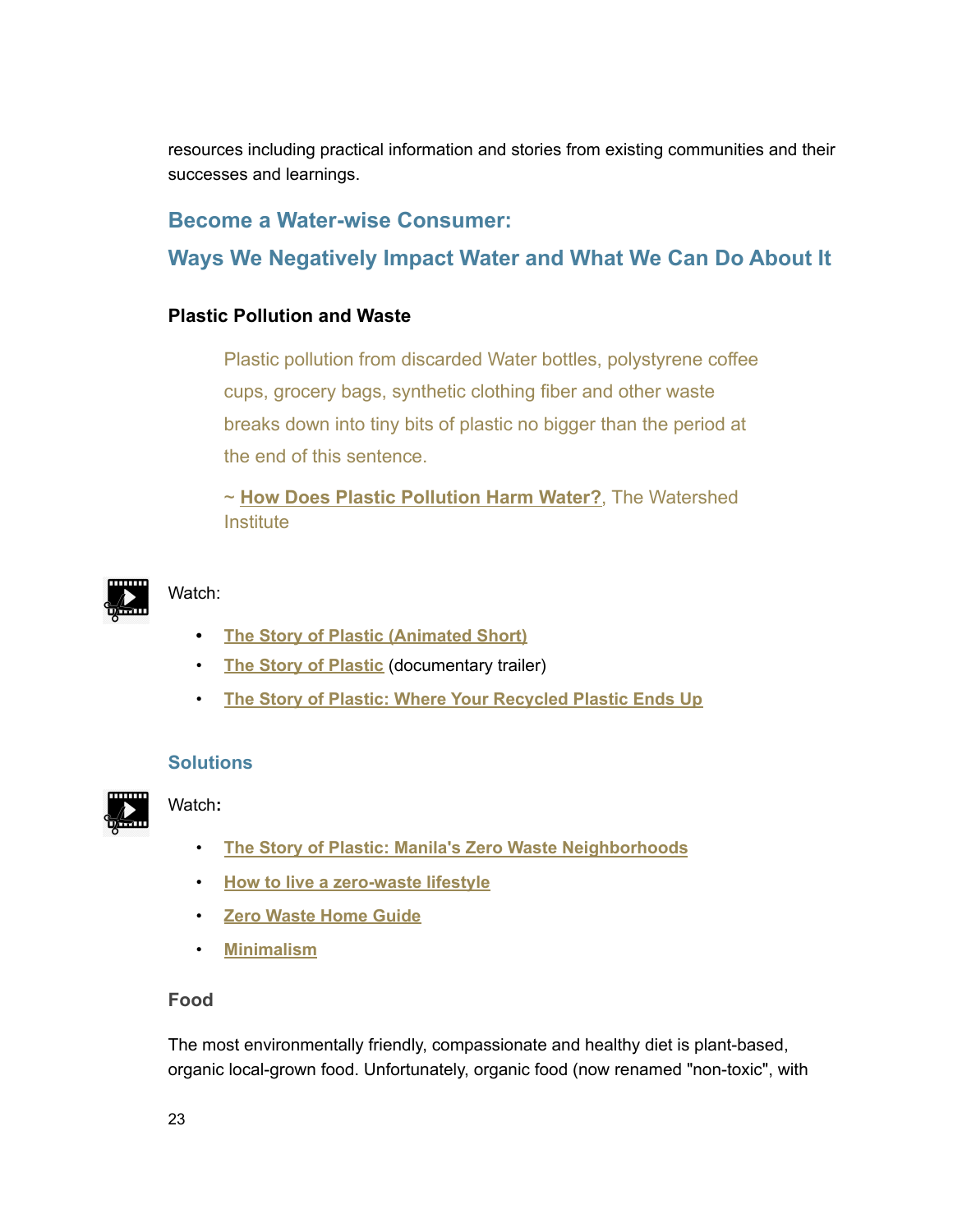resources including practical information and stories from existing communities and their successes and learnings.

## Become a Water-wise Consumer:

## Ways We Negatively Impact Water and What We Can Do About It

### Plastic Pollution and Waste

> Plastic pollution from discarded Water bottles, polystyrene coffee cups, grocery bags, synthetic clothing fiber and other waste breaks down into tiny bits of plastic no bigger than the period at the end of this sentence.
>
> ~ **How Does Plastic Pollution Harm Water?**, The Watershed Institute

Watch:

- **The Story of Plastic (Animated Short)**
- **The Story of Plastic** (documentary trailer)
- **The Story of Plastic: Where Your Recycled Plastic Ends Up**

### Solutions

Watch**:**

- **The Story of Plastic: Manila's Zero Waste Neighborhoods**
- **How to live a zero-waste lifestyle**
- **Zero Waste Home Guide**
- **Minimalism**

### Food

The most environmentally friendly, compassionate and healthy diet is plant-based, organic local-grown food. Unfortunately, organic food (now renamed "non-toxic", with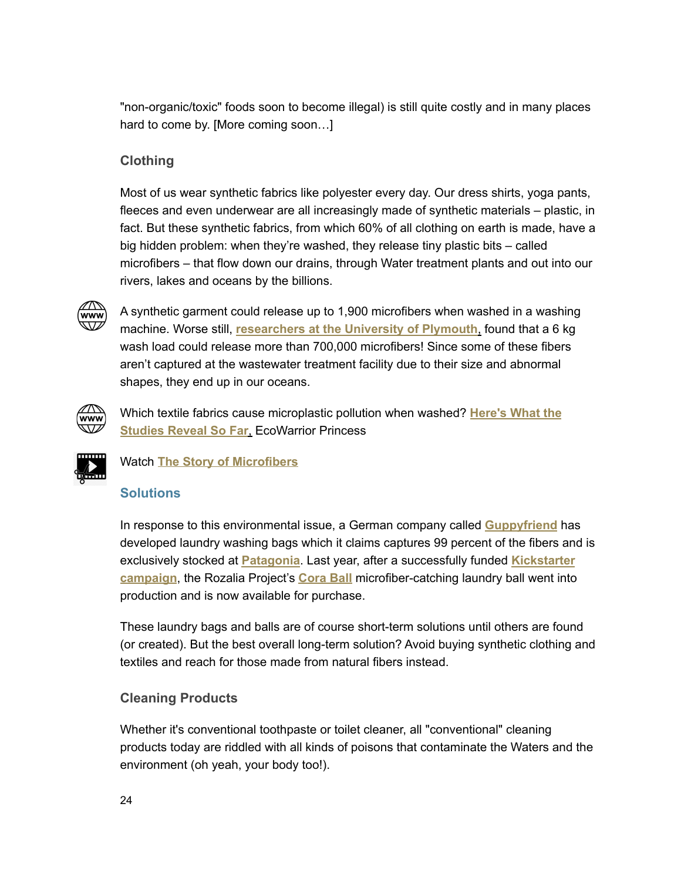"non-organic/toxic" foods soon to become illegal) is still quite costly and in many places hard to come by. [More coming soon…]

### Clothing

Most of us wear synthetic fabrics like polyester every day. Our dress shirts, yoga pants, fleeces and even underwear are all increasingly made of synthetic materials – plastic, in fact. But these synthetic fabrics, from which 60% of all clothing on earth is made, have a big hidden problem: when they're washed, they release tiny plastic bits – called microfibers – that flow down our drains, through Water treatment plants and out into our rivers, lakes and oceans by the billions.

A synthetic garment could release up to 1,900 microfibers when washed in a washing machine. Worse still, **researchers at the University of Plymouth**, found that a 6 kg wash load could release more than 700,000 microfibers! Since some of these fibers aren't captured at the wastewater treatment facility due to their size and abnormal shapes, they end up in our oceans.

Which textile fabrics cause microplastic pollution when washed? **Here's What the Studies Reveal So Far**, EcoWarrior Princess

Watch **The Story of Microfibers**

#### Solutions

In response to this environmental issue, a German company called **Guppyfriend** has developed laundry washing bags which it claims captures 99 percent of the fibers and is exclusively stocked at **Patagonia**. Last year, after a successfully funded **Kickstarter campaign**, the Rozalia Project's **Cora Ball** microfiber-catching laundry ball went into production and is now available for purchase.

These laundry bags and balls are of course short-term solutions until others are found (or created). But the best overall long-term solution? Avoid buying synthetic clothing and textiles and reach for those made from natural fibers instead.

### Cleaning Products

Whether it's conventional toothpaste or toilet cleaner, all "conventional" cleaning products today are riddled with all kinds of poisons that contaminate the Waters and the environment (oh yeah, your body too!).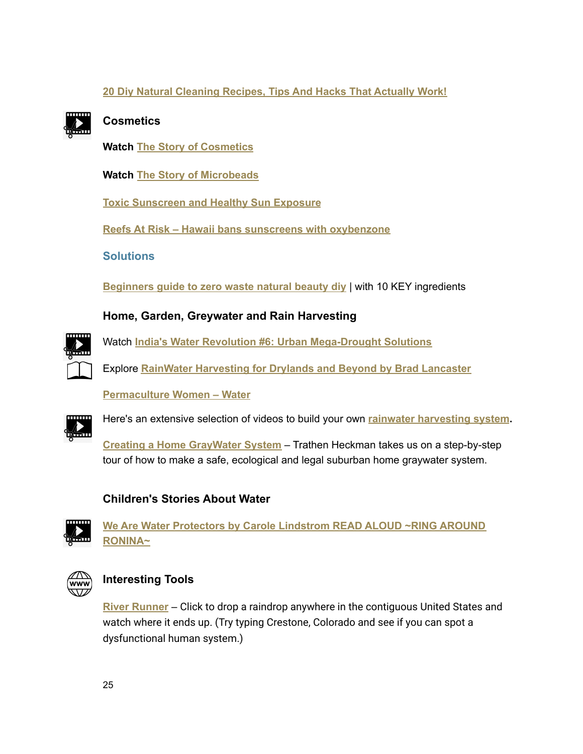20 Diy Natural Cleaning Recipes, Tips And Hacks That Actually Work!

### Cosmetics

**Watch** The Story of Cosmetics

**Watch** The Story of Microbeads

Toxic Sunscreen and Healthy Sun Exposure

Reefs At Risk – Hawaii bans sunscreens with oxybenzone

### Solutions

Beginners guide to zero waste natural beauty diy | with 10 KEY ingredients

### Home, Garden, Greywater and Rain Harvesting

Watch India's Water Revolution #6: Urban Mega-Drought Solutions

Explore RainWater Harvesting for Drylands and Beyond by Brad Lancaster

Permaculture Women – Water

Here's an extensive selection of videos to build your own rainwater harvesting system.

Creating a Home GrayWater System – Trathen Heckman takes us on a step-by-step tour of how to make a safe, ecological and legal suburban home graywater system.

### Children's Stories About Water

We Are Water Protectors by Carole Lindstrom READ ALOUD ~RING AROUND RONINA~

### Interesting Tools

River Runner – Click to drop a raindrop anywhere in the contiguous United States and watch where it ends up. (Try typing Crestone, Colorado and see if you can spot a dysfunctional human system.)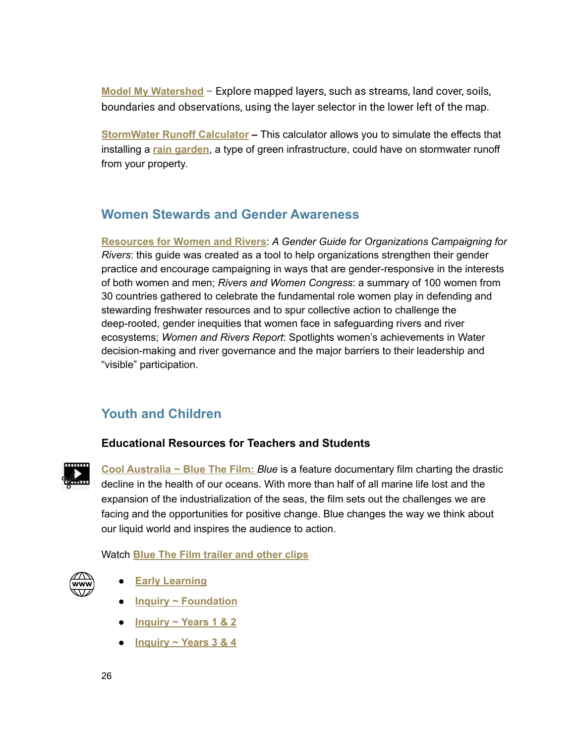**Model My Watershed** – Explore mapped layers, such as streams, land cover, soils, boundaries and observations, using the layer selector in the lower left of the map.

**StormWater Runoff Calculator** – This calculator allows you to simulate the effects that installing a **rain garden**, a type of green infrastructure, could have on stormwater runoff from your property.

## Women Stewards and Gender Awareness

**Resources for Women and Rivers**: *A Gender Guide for Organizations Campaigning for Rivers*: this guide was created as a tool to help organizations strengthen their gender practice and encourage campaigning in ways that are gender-responsive in the interests of both women and men; *Rivers and Women Congress*: a summary of 100 women from 30 countries gathered to celebrate the fundamental role women play in defending and stewarding freshwater resources and to spur collective action to challenge the deep-rooted, gender inequities that women face in safeguarding rivers and river ecosystems; *Women and Rivers Report*: Spotlights women's achievements in Water decision-making and river governance and the major barriers to their leadership and "visible" participation.

## Youth and Children

### Educational Resources for Teachers and Students

**Cool Australia ~ Blue The Film:** *Blue* is a feature documentary film charting the drastic decline in the health of our oceans. With more than half of all marine life lost and the expansion of the industrialization of the seas, the film sets out the challenges we are facing and the opportunities for positive change. Blue changes the way we think about our liquid world and inspires the audience to action.

Watch **Blue The Film trailer and other clips**

- **Early Learning**
- **Inquiry ~ Foundation**
- **Inquiry ~ Years 1 & 2**
- **Inquiry ~ Years 3 & 4**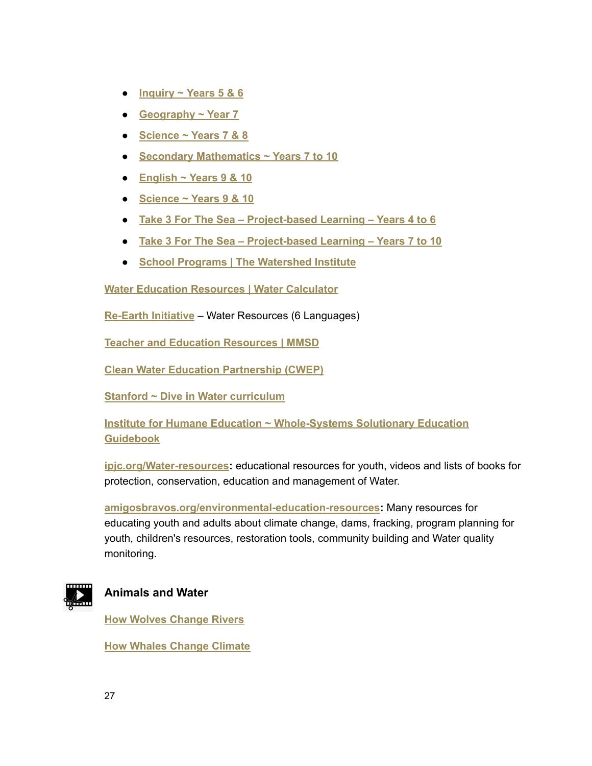- Inquiry ~ Years 5 & 6
- Geography ~ Year 7
- Science ~ Years 7 & 8
- Secondary Mathematics ~ Years 7 to 10
- English ~ Years 9 & 10
- Science ~ Years 9 & 10
- Take 3 For The Sea – Project-based Learning – Years 4 to 6
- Take 3 For The Sea – Project-based Learning – Years 7 to 10
- School Programs | The Watershed Institute

Water Education Resources | Water Calculator

Re-Earth Initiative – Water Resources (6 Languages)

Teacher and Education Resources | MMSD

Clean Water Education Partnership (CWEP)

Stanford ~ Dive in Water curriculum

Institute for Humane Education ~ Whole-Systems Solutionary Education Guidebook

ipjc.org/Water-resources**:** educational resources for youth, videos and lists of books for protection, conservation, education and management of Water.

amigosbravos.org/environmental-education-resources**:** Many resources for educating youth and adults about climate change, dams, fracking, program planning for youth, children's resources, restoration tools, community building and Water quality monitoring.

**Animals and Water**

How Wolves Change Rivers

How Whales Change Climate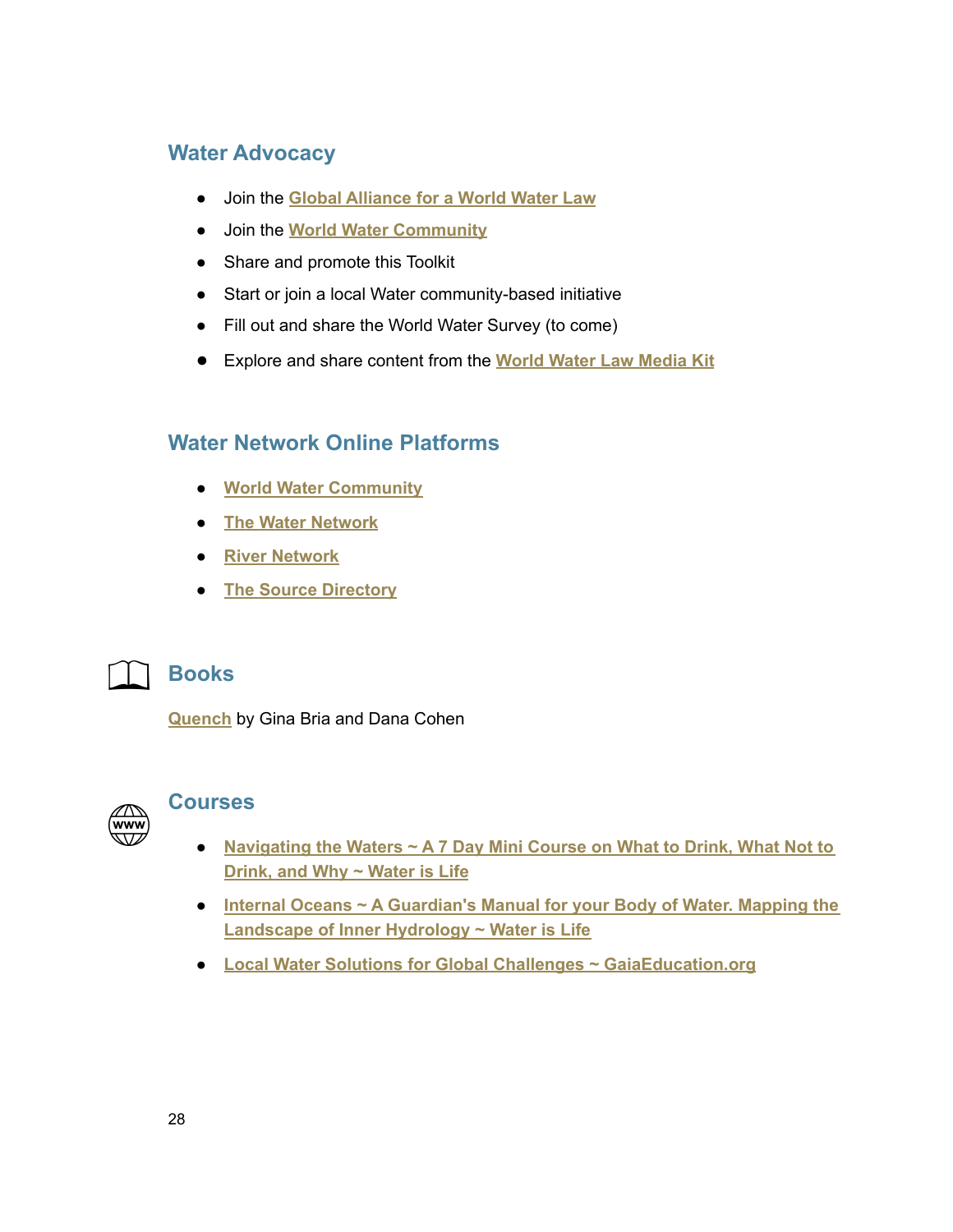## Water Advocacy

- Join the Global Alliance for a World Water Law
- Join the World Water Community
- Share and promote this Toolkit
- Start or join a local Water community-based initiative
- Fill out and share the World Water Survey (to come)
- Explore and share content from the World Water Law Media Kit

## Water Network Online Platforms

- World Water Community
- The Water Network
- River Network
- The Source Directory

## Books

Quench by Gina Bria and Dana Cohen

## Courses

- Navigating the Waters ~ A 7 Day Mini Course on What to Drink, What Not to Drink, and Why ~ Water is Life
- Internal Oceans ~ A Guardian's Manual for your Body of Water. Mapping the Landscape of Inner Hydrology ~ Water is Life
- Local Water Solutions for Global Challenges ~ GaiaEducation.org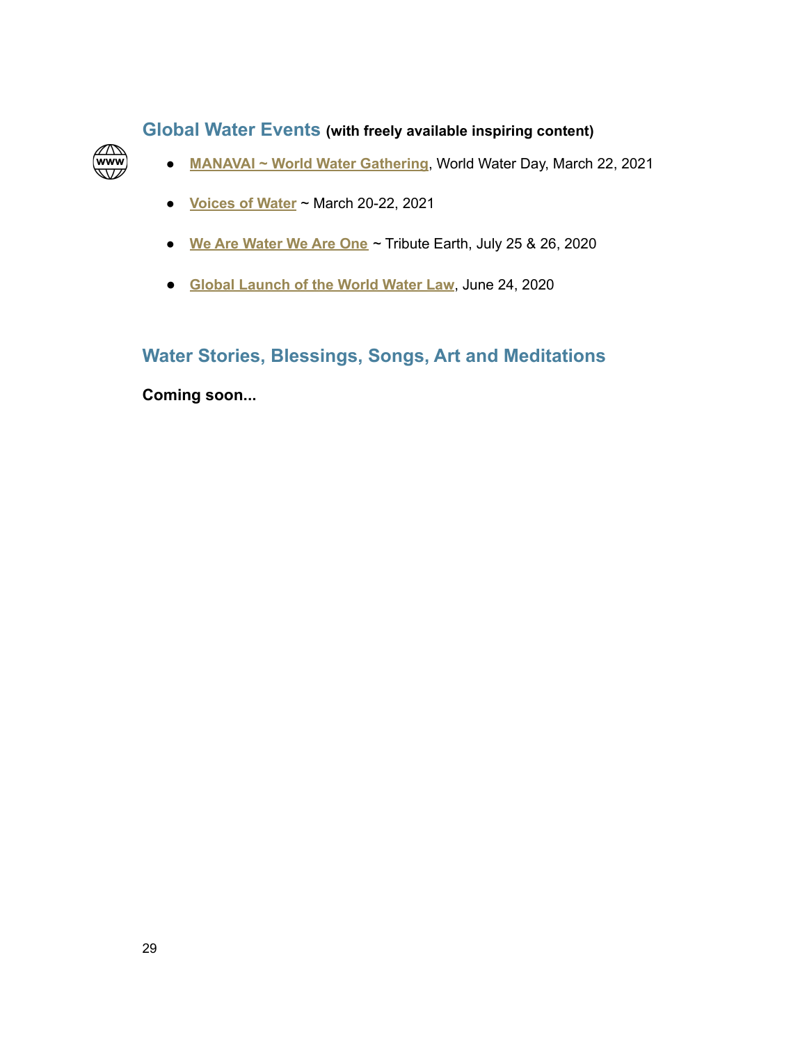## Global Water Events **(with freely available inspiring content)**

- **MANAVAI ~ World Water Gathering**, World Water Day, March 22, 2021
- **Voices of Water** ~ March 20-22, 2021
- **We Are Water We Are One** ~ Tribute Earth, July 25 & 26, 2020
- **Global Launch of the World Water Law**, June 24, 2020

## Water Stories, Blessings, Songs, Art and Meditations

**Coming soon...**